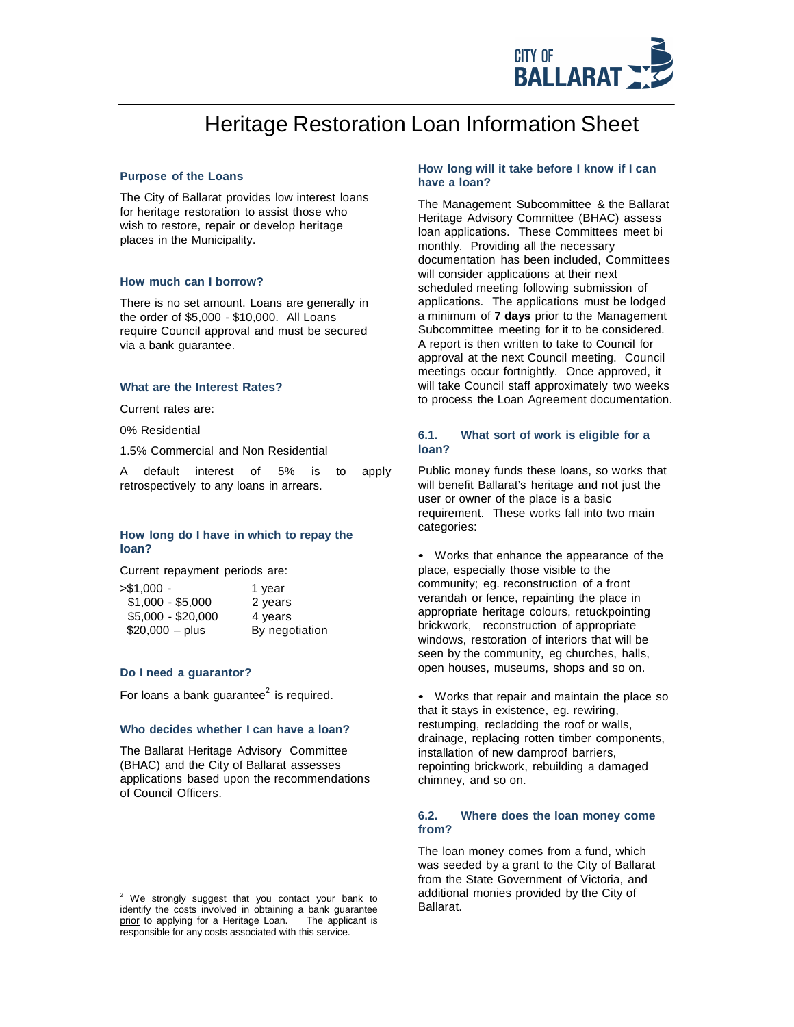# Heritage Restoration Loan Information Sheet

### Purpose of the Loans

The City of Ballarat provides low interest loans for heritage restoration to assist those who wish to restore, repair or develop heritage places in the Municipality.

### How much can I borrow?

There is no set amount. Loans are generally in the order of $5,000 - $10,000. All Loans require Council approval and must be secured via a bank guarantee.

### What are the Interest Rates?

Current rates are:

0% Residential

1.5% Commercial and Non Residential

A default interest of 5% is to apply retrospectively to any loans in arrears.

### How long do I have in which to repay the loan?

Current repayment periods are:

| | |
|---|---|
| >$1,000 - | 1 year |
| $1,000 - $5,000 | 2 years |
| $5,000 - $20,000 | 4 years |
| $20,000 – plus | By negotiation |

### Do I need a guarantor?

For loans a bank guarantee[2] is required.

### Who decides whether I can have a loan?

The Ballarat Heritage Advisory Committee (BHAC) and the City of Ballarat assesses applications based upon the recommendations of Council Officers.

### How long will it take before I know if I can have a loan?

The Management Subcommittee & the Ballarat Heritage Advisory Committee (BHAC) assess loan applications. These Committees meet bi monthly. Providing all the necessary documentation has been included, Committees will consider applications at their next scheduled meeting following submission of applications. The applications must be lodged a minimum of **7 days** prior to the Management Subcommittee meeting for it to be considered. A report is then written to take to Council for approval at the next Council meeting. Council meetings occur fortnightly. Once approved, it will take Council staff approximately two weeks to process the Loan Agreement documentation.

### 6.1. What sort of work is eligible for a loan?

Public money funds these loans, so works that will benefit Ballarat's heritage and not just the user or owner of the place is a basic requirement. These works fall into two main categories:

- Works that enhance the appearance of the place, especially those visible to the community; eg. reconstruction of a front verandah or fence, repainting the place in appropriate heritage colours, retuckpointing brickwork, reconstruction of appropriate windows, restoration of interiors that will be seen by the community, eg churches, halls, open houses, museums, shops and so on.

- Works that repair and maintain the place so that it stays in existence, eg. rewiring, restumping, recladding the roof or walls, drainage, replacing rotten timber components, installation of new damproof barriers, repointing brickwork, rebuilding a damaged chimney, and so on.

### 6.2. Where does the loan money come from?

The loan money comes from a fund, which was seeded by a grant to the City of Ballarat from the State Government of Victoria, and additional monies provided by the City of Ballarat.

---

[2] We strongly suggest that you contact your bank to identify the costs involved in obtaining a bank guarantee prior to applying for a Heritage Loan. The applicant is responsible for any costs associated with this service.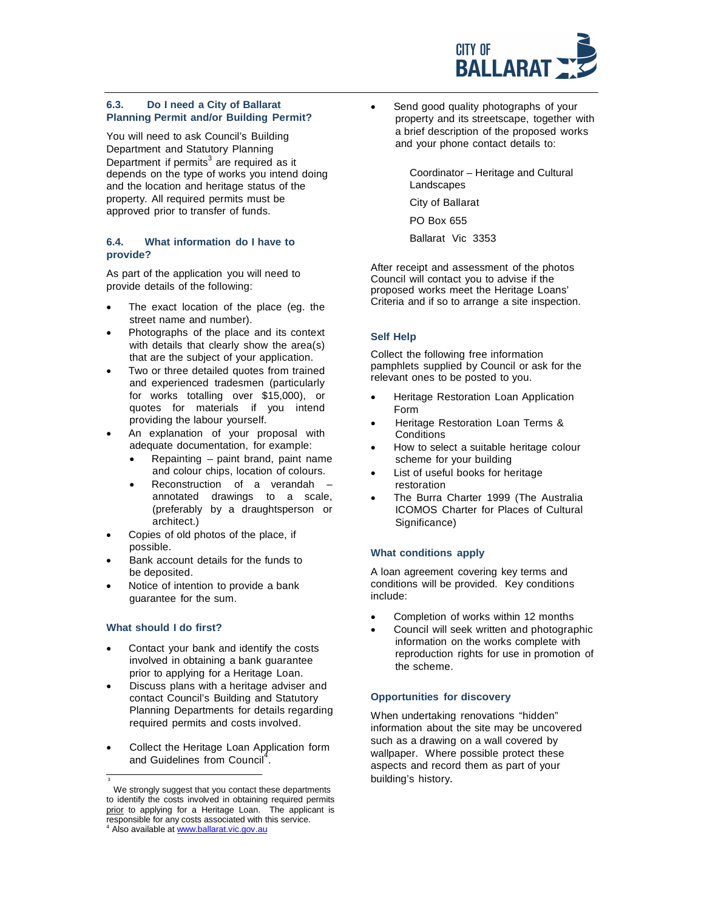### 6.3. Do I need a City of Ballarat Planning Permit and/or Building Permit?

You will need to ask Council's Building Department and Statutory Planning Department if permits[3] are required as it depends on the type of works you intend doing and the location and heritage status of the property. All required permits must be approved prior to transfer of funds.

### 6.4. What information do I have to provide?

As part of the application you will need to provide details of the following:

- The exact location of the place (eg. the street name and number).
- Photographs of the place and its context with details that clearly show the area(s) that are the subject of your application.
- Two or three detailed quotes from trained and experienced tradesmen (particularly for works totalling over $15,000), or quotes for materials if you intend providing the labour yourself.
- An explanation of your proposal with adequate documentation, for example:
  - Repainting – paint brand, paint name and colour chips, location of colours.
  - Reconstruction of a verandah – annotated drawings to a scale, (preferably by a draughtsperson or architect.)
- Copies of old photos of the place, if possible.
- Bank account details for the funds to be deposited.
- Notice of intention to provide a bank guarantee for the sum.

### What should I do first?

- Contact your bank and identify the costs involved in obtaining a bank guarantee prior to applying for a Heritage Loan.
- Discuss plans with a heritage adviser and contact Council's Building and Statutory Planning Departments for details regarding required permits and costs involved.
- Collect the Heritage Loan Application form and Guidelines from Council[4].
- Send good quality photographs of your property and its streetscape, together with a brief description of the proposed works and your phone contact details to:

  Coordinator – Heritage and Cultural Landscapes

  City of Ballarat

  PO Box 655

  Ballarat Vic 3353

After receipt and assessment of the photos Council will contact you to advise if the proposed works meet the Heritage Loans' Criteria and if so to arrange a site inspection.

### Self Help

Collect the following free information pamphlets supplied by Council or ask for the relevant ones to be posted to you.

- Heritage Restoration Loan Application Form
- Heritage Restoration Loan Terms & Conditions
- How to select a suitable heritage colour scheme for your building
- List of useful books for heritage restoration
- The Burra Charter 1999 (The Australia ICOMOS Charter for Places of Cultural Significance)

### What conditions apply

A loan agreement covering key terms and conditions will be provided. Key conditions include:

- Completion of works within 12 months
- Council will seek written and photographic information on the works complete with reproduction rights for use in promotion of the scheme.

### Opportunities for discovery

When undertaking renovations "hidden" information about the site may be uncovered such as a drawing on a wall covered by wallpaper. Where possible protect these aspects and record them as part of your building's history.

---

[3] We strongly suggest that you contact these departments to identify the costs involved in obtaining required permits prior to applying for a Heritage Loan. The applicant is responsible for any costs associated with this service.

[4] Also available at www.ballarat.vic.gov.au